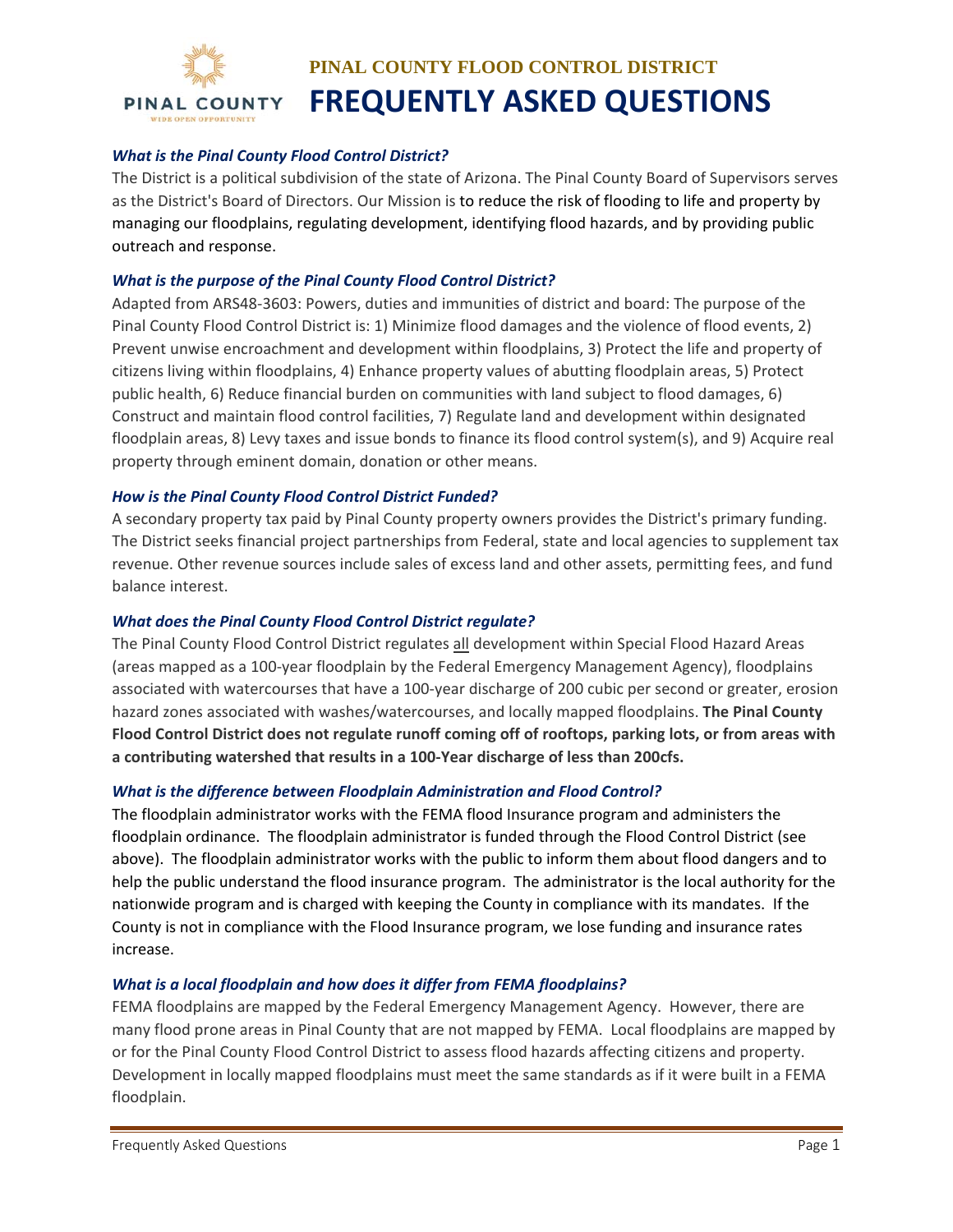# PINAL COUNTY FLOOD CONTROL DISTRICT
# FREQUENTLY ASKED QUESTIONS

***What is the Pinal County Flood Control District?***

The District is a political subdivision of the state of Arizona. The Pinal County Board of Supervisors serves as the District's Board of Directors. Our Mission is to reduce the risk of flooding to life and property by managing our floodplains, regulating development, identifying flood hazards, and by providing public outreach and response.

***What is the purpose of the Pinal County Flood Control District?***

Adapted from ARS48-3603: Powers, duties and immunities of district and board: The purpose of the Pinal County Flood Control District is: 1) Minimize flood damages and the violence of flood events, 2) Prevent unwise encroachment and development within floodplains, 3) Protect the life and property of citizens living within floodplains, 4) Enhance property values of abutting floodplain areas, 5) Protect public health, 6) Reduce financial burden on communities with land subject to flood damages, 6) Construct and maintain flood control facilities, 7) Regulate land and development within designated floodplain areas, 8) Levy taxes and issue bonds to finance its flood control system(s), and 9) Acquire real property through eminent domain, donation or other means.

***How is the Pinal County Flood Control District Funded?***

A secondary property tax paid by Pinal County property owners provides the District's primary funding. The District seeks financial project partnerships from Federal, state and local agencies to supplement tax revenue. Other revenue sources include sales of excess land and other assets, permitting fees, and fund balance interest.

***What does the Pinal County Flood Control District regulate?***

The Pinal County Flood Control District regulates all development within Special Flood Hazard Areas (areas mapped as a 100-year floodplain by the Federal Emergency Management Agency), floodplains associated with watercourses that have a 100-year discharge of 200 cubic per second or greater, erosion hazard zones associated with washes/watercourses, and locally mapped floodplains. **The Pinal County Flood Control District does not regulate runoff coming off of rooftops, parking lots, or from areas with a contributing watershed that results in a 100-Year discharge of less than 200cfs.**

***What is the difference between Floodplain Administration and Flood Control?***

The floodplain administrator works with the FEMA flood Insurance program and administers the floodplain ordinance. The floodplain administrator is funded through the Flood Control District (see above). The floodplain administrator works with the public to inform them about flood dangers and to help the public understand the flood insurance program. The administrator is the local authority for the nationwide program and is charged with keeping the County in compliance with its mandates. If the County is not in compliance with the Flood Insurance program, we lose funding and insurance rates increase.

***What is a local floodplain and how does it differ from FEMA floodplains?***

FEMA floodplains are mapped by the Federal Emergency Management Agency. However, there are many flood prone areas in Pinal County that are not mapped by FEMA. Local floodplains are mapped by or for the Pinal County Flood Control District to assess flood hazards affecting citizens and property. Development in locally mapped floodplains must meet the same standards as if it were built in a FEMA floodplain.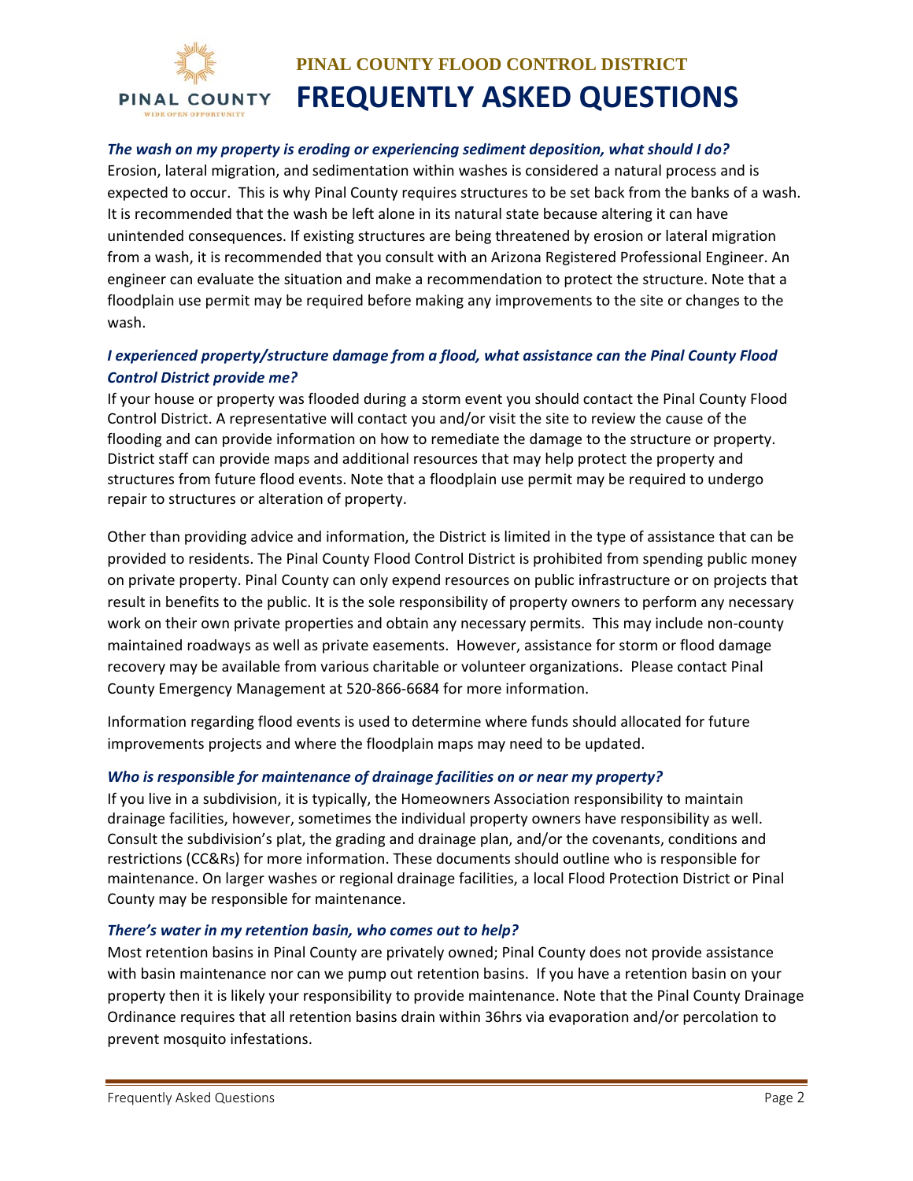# PINAL COUNTY FLOOD CONTROL DISTRICT

# FREQUENTLY ASKED QUESTIONS

***The wash on my property is eroding or experiencing sediment deposition, what should I do?***

Erosion, lateral migration, and sedimentation within washes is considered a natural process and is expected to occur. This is why Pinal County requires structures to be set back from the banks of a wash. It is recommended that the wash be left alone in its natural state because altering it can have unintended consequences. If existing structures are being threatened by erosion or lateral migration from a wash, it is recommended that you consult with an Arizona Registered Professional Engineer. An engineer can evaluate the situation and make a recommendation to protect the structure. Note that a floodplain use permit may be required before making any improvements to the site or changes to the wash.

***I experienced property/structure damage from a flood, what assistance can the Pinal County Flood Control District provide me?***

If your house or property was flooded during a storm event you should contact the Pinal County Flood Control District. A representative will contact you and/or visit the site to review the cause of the flooding and can provide information on how to remediate the damage to the structure or property. District staff can provide maps and additional resources that may help protect the property and structures from future flood events. Note that a floodplain use permit may be required to undergo repair to structures or alteration of property.

Other than providing advice and information, the District is limited in the type of assistance that can be provided to residents. The Pinal County Flood Control District is prohibited from spending public money on private property. Pinal County can only expend resources on public infrastructure or on projects that result in benefits to the public. It is the sole responsibility of property owners to perform any necessary work on their own private properties and obtain any necessary permits. This may include non-county maintained roadways as well as private easements. However, assistance for storm or flood damage recovery may be available from various charitable or volunteer organizations. Please contact Pinal County Emergency Management at 520-866-6684 for more information.

Information regarding flood events is used to determine where funds should allocated for future improvements projects and where the floodplain maps may need to be updated.

***Who is responsible for maintenance of drainage facilities on or near my property?***

If you live in a subdivision, it is typically, the Homeowners Association responsibility to maintain drainage facilities, however, sometimes the individual property owners have responsibility as well. Consult the subdivision's plat, the grading and drainage plan, and/or the covenants, conditions and restrictions (CC&Rs) for more information. These documents should outline who is responsible for maintenance. On larger washes or regional drainage facilities, a local Flood Protection District or Pinal County may be responsible for maintenance.

***There's water in my retention basin, who comes out to help?***

Most retention basins in Pinal County are privately owned; Pinal County does not provide assistance with basin maintenance nor can we pump out retention basins. If you have a retention basin on your property then it is likely your responsibility to provide maintenance. Note that the Pinal County Drainage Ordinance requires that all retention basins drain within 36hrs via evaporation and/or percolation to prevent mosquito infestations.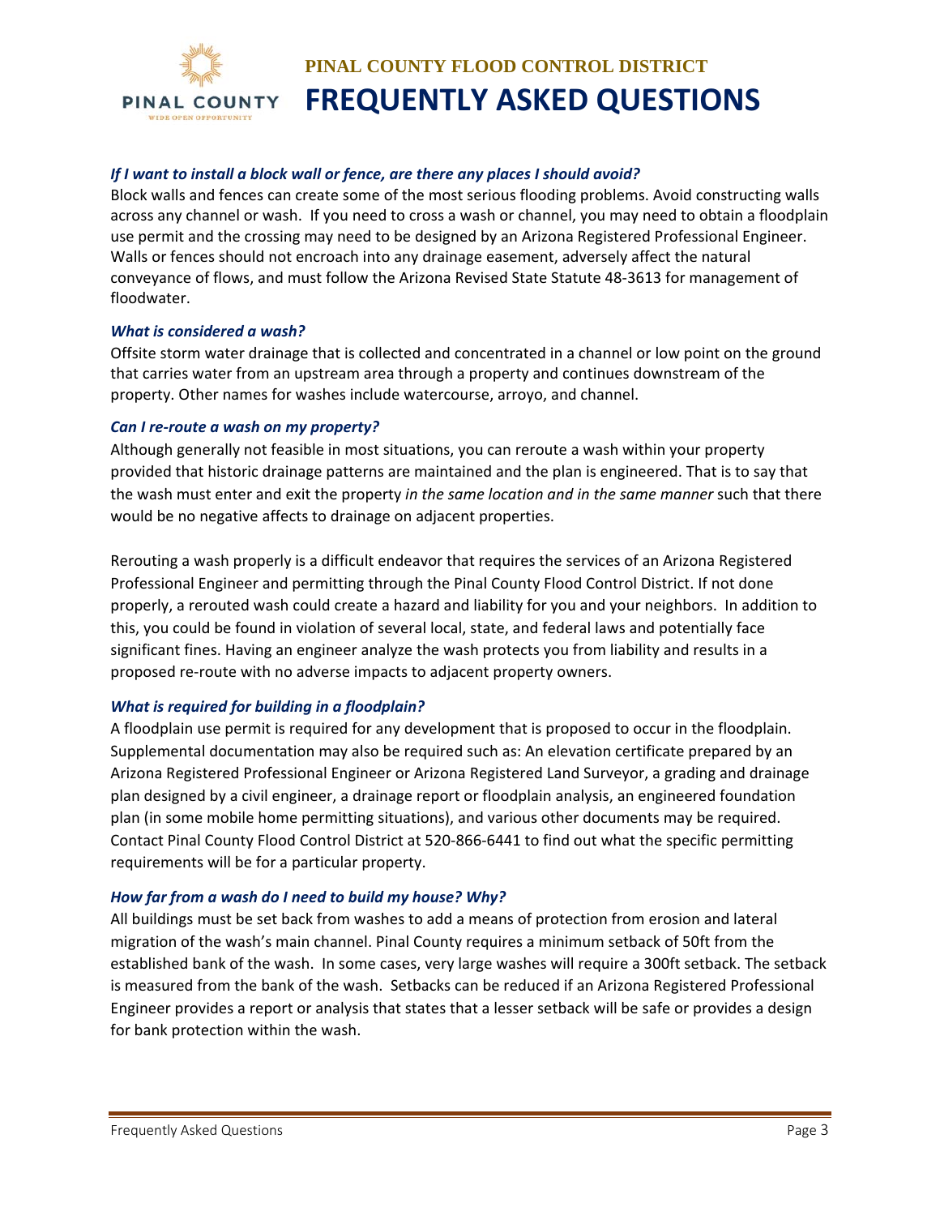### *If I want to install a block wall or fence, are there any places I should avoid?*

Block walls and fences can create some of the most serious flooding problems. Avoid constructing walls across any channel or wash. If you need to cross a wash or channel, you may need to obtain a floodplain use permit and the crossing may need to be designed by an Arizona Registered Professional Engineer. Walls or fences should not encroach into any drainage easement, adversely affect the natural conveyance of flows, and must follow the Arizona Revised State Statute 48-3613 for management of floodwater.

### *What is considered a wash?*

Offsite storm water drainage that is collected and concentrated in a channel or low point on the ground that carries water from an upstream area through a property and continues downstream of the property. Other names for washes include watercourse, arroyo, and channel.

### *Can I re-route a wash on my property?*

Although generally not feasible in most situations, you can reroute a wash within your property provided that historic drainage patterns are maintained and the plan is engineered. That is to say that the wash must enter and exit the property *in the same location and in the same manner* such that there would be no negative affects to drainage on adjacent properties.

Rerouting a wash properly is a difficult endeavor that requires the services of an Arizona Registered Professional Engineer and permitting through the Pinal County Flood Control District. If not done properly, a rerouted wash could create a hazard and liability for you and your neighbors. In addition to this, you could be found in violation of several local, state, and federal laws and potentially face significant fines. Having an engineer analyze the wash protects you from liability and results in a proposed re-route with no adverse impacts to adjacent property owners.

### *What is required for building in a floodplain?*

A floodplain use permit is required for any development that is proposed to occur in the floodplain. Supplemental documentation may also be required such as: An elevation certificate prepared by an Arizona Registered Professional Engineer or Arizona Registered Land Surveyor, a grading and drainage plan designed by a civil engineer, a drainage report or floodplain analysis, an engineered foundation plan (in some mobile home permitting situations), and various other documents may be required. Contact Pinal County Flood Control District at 520-866-6441 to find out what the specific permitting requirements will be for a particular property.

### *How far from a wash do I need to build my house? Why?*

All buildings must be set back from washes to add a means of protection from erosion and lateral migration of the wash's main channel. Pinal County requires a minimum setback of 50ft from the established bank of the wash. In some cases, very large washes will require a 300ft setback. The setback is measured from the bank of the wash. Setbacks can be reduced if an Arizona Registered Professional Engineer provides a report or analysis that states that a lesser setback will be safe or provides a design for bank protection within the wash.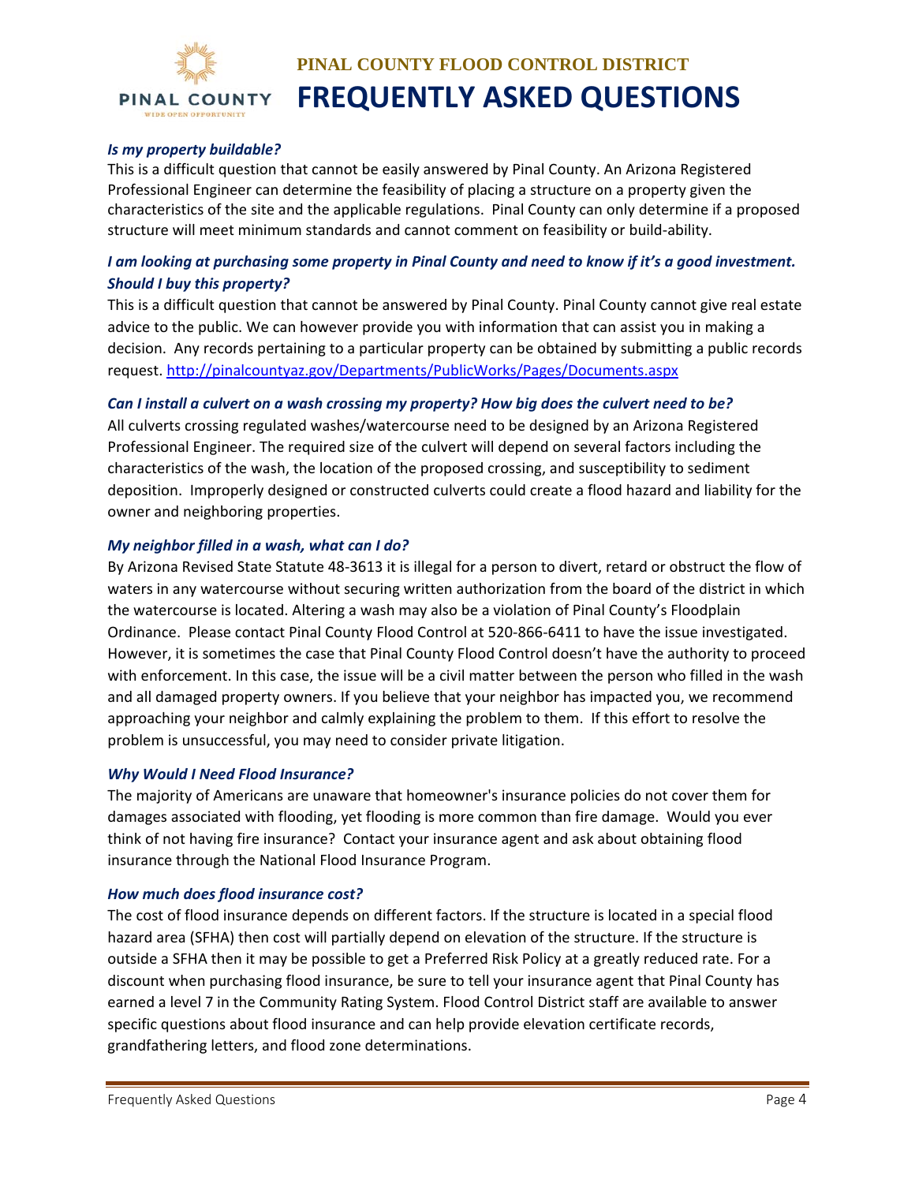### *Is my property buildable?*

This is a difficult question that cannot be easily answered by Pinal County. An Arizona Registered Professional Engineer can determine the feasibility of placing a structure on a property given the characteristics of the site and the applicable regulations. Pinal County can only determine if a proposed structure will meet minimum standards and cannot comment on feasibility or build-ability.

### *I am looking at purchasing some property in Pinal County and need to know if it's a good investment. Should I buy this property?*

This is a difficult question that cannot be answered by Pinal County. Pinal County cannot give real estate advice to the public. We can however provide you with information that can assist you in making a decision. Any records pertaining to a particular property can be obtained by submitting a public records request. http://pinalcountyaz.gov/Departments/PublicWorks/Pages/Documents.aspx

### *Can I install a culvert on a wash crossing my property? How big does the culvert need to be?*

All culverts crossing regulated washes/watercourse need to be designed by an Arizona Registered Professional Engineer. The required size of the culvert will depend on several factors including the characteristics of the wash, the location of the proposed crossing, and susceptibility to sediment deposition. Improperly designed or constructed culverts could create a flood hazard and liability for the owner and neighboring properties.

### *My neighbor filled in a wash, what can I do?*

By Arizona Revised State Statute 48-3613 it is illegal for a person to divert, retard or obstruct the flow of waters in any watercourse without securing written authorization from the board of the district in which the watercourse is located. Altering a wash may also be a violation of Pinal County's Floodplain Ordinance. Please contact Pinal County Flood Control at 520-866-6411 to have the issue investigated. However, it is sometimes the case that Pinal County Flood Control doesn't have the authority to proceed with enforcement. In this case, the issue will be a civil matter between the person who filled in the wash and all damaged property owners. If you believe that your neighbor has impacted you, we recommend approaching your neighbor and calmly explaining the problem to them. If this effort to resolve the problem is unsuccessful, you may need to consider private litigation.

### *Why Would I Need Flood Insurance?*

The majority of Americans are unaware that homeowner's insurance policies do not cover them for damages associated with flooding, yet flooding is more common than fire damage. Would you ever think of not having fire insurance? Contact your insurance agent and ask about obtaining flood insurance through the National Flood Insurance Program.

### *How much does flood insurance cost?*

The cost of flood insurance depends on different factors. If the structure is located in a special flood hazard area (SFHA) then cost will partially depend on elevation of the structure. If the structure is outside a SFHA then it may be possible to get a Preferred Risk Policy at a greatly reduced rate. For a discount when purchasing flood insurance, be sure to tell your insurance agent that Pinal County has earned a level 7 in the Community Rating System. Flood Control District staff are available to answer specific questions about flood insurance and can help provide elevation certificate records, grandfathering letters, and flood zone determinations.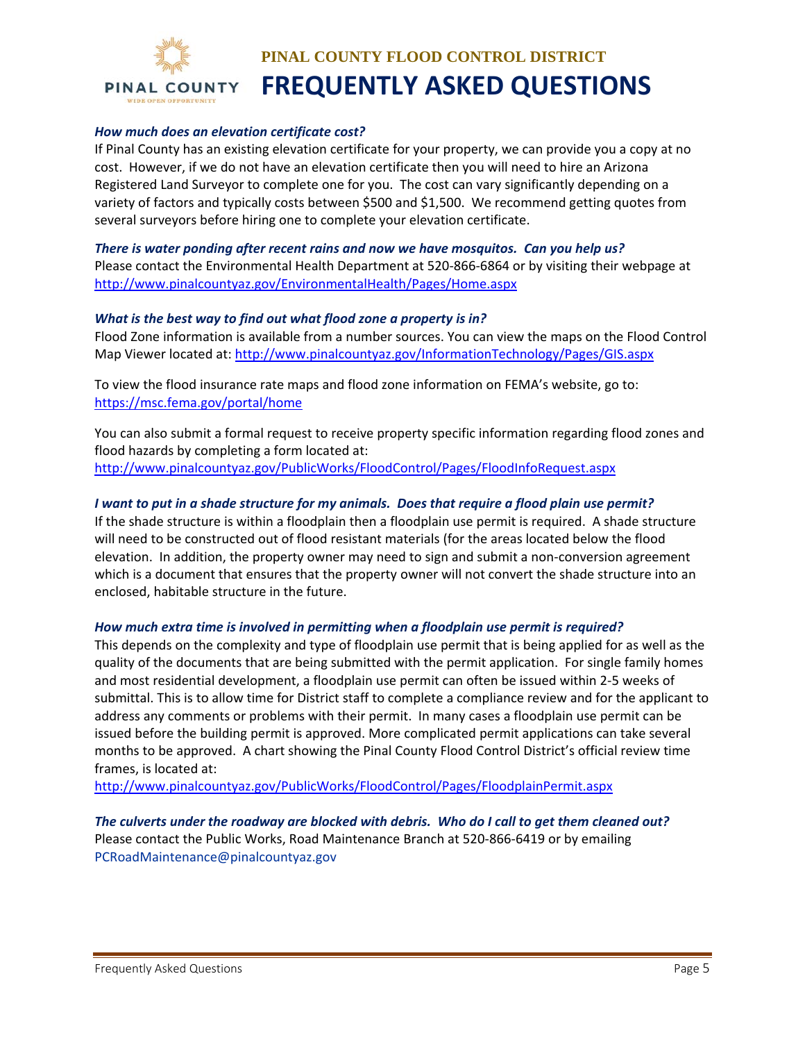*How much does an elevation certificate cost?*

If Pinal County has an existing elevation certificate for your property, we can provide you a copy at no cost. However, if we do not have an elevation certificate then you will need to hire an Arizona Registered Land Surveyor to complete one for you. The cost can vary significantly depending on a variety of factors and typically costs between $500 and $1,500. We recommend getting quotes from several surveyors before hiring one to complete your elevation certificate.

*There is water ponding after recent rains and now we have mosquitos. Can you help us?*

Please contact the Environmental Health Department at 520-866-6864 or by visiting their webpage at http://www.pinalcountyaz.gov/EnvironmentalHealth/Pages/Home.aspx

*What is the best way to find out what flood zone a property is in?*

Flood Zone information is available from a number sources. You can view the maps on the Flood Control Map Viewer located at: http://www.pinalcountyaz.gov/InformationTechnology/Pages/GIS.aspx

To view the flood insurance rate maps and flood zone information on FEMA's website, go to: https://msc.fema.gov/portal/home

You can also submit a formal request to receive property specific information regarding flood zones and flood hazards by completing a form located at: http://www.pinalcountyaz.gov/PublicWorks/FloodControl/Pages/FloodInfoRequest.aspx

*I want to put in a shade structure for my animals. Does that require a flood plain use permit?*

If the shade structure is within a floodplain then a floodplain use permit is required. A shade structure will need to be constructed out of flood resistant materials (for the areas located below the flood elevation. In addition, the property owner may need to sign and submit a non-conversion agreement which is a document that ensures that the property owner will not convert the shade structure into an enclosed, habitable structure in the future.

*How much extra time is involved in permitting when a floodplain use permit is required?*

This depends on the complexity and type of floodplain use permit that is being applied for as well as the quality of the documents that are being submitted with the permit application. For single family homes and most residential development, a floodplain use permit can often be issued within 2-5 weeks of submittal. This is to allow time for District staff to complete a compliance review and for the applicant to address any comments or problems with their permit. In many cases a floodplain use permit can be issued before the building permit is approved. More complicated permit applications can take several months to be approved. A chart showing the Pinal County Flood Control District's official review time frames, is located at:
http://www.pinalcountyaz.gov/PublicWorks/FloodControl/Pages/FloodplainPermit.aspx

*The culverts under the roadway are blocked with debris. Who do I call to get them cleaned out?*

Please contact the Public Works, Road Maintenance Branch at 520-866-6419 or by emailing PCRoadMaintenance@pinalcountyaz.gov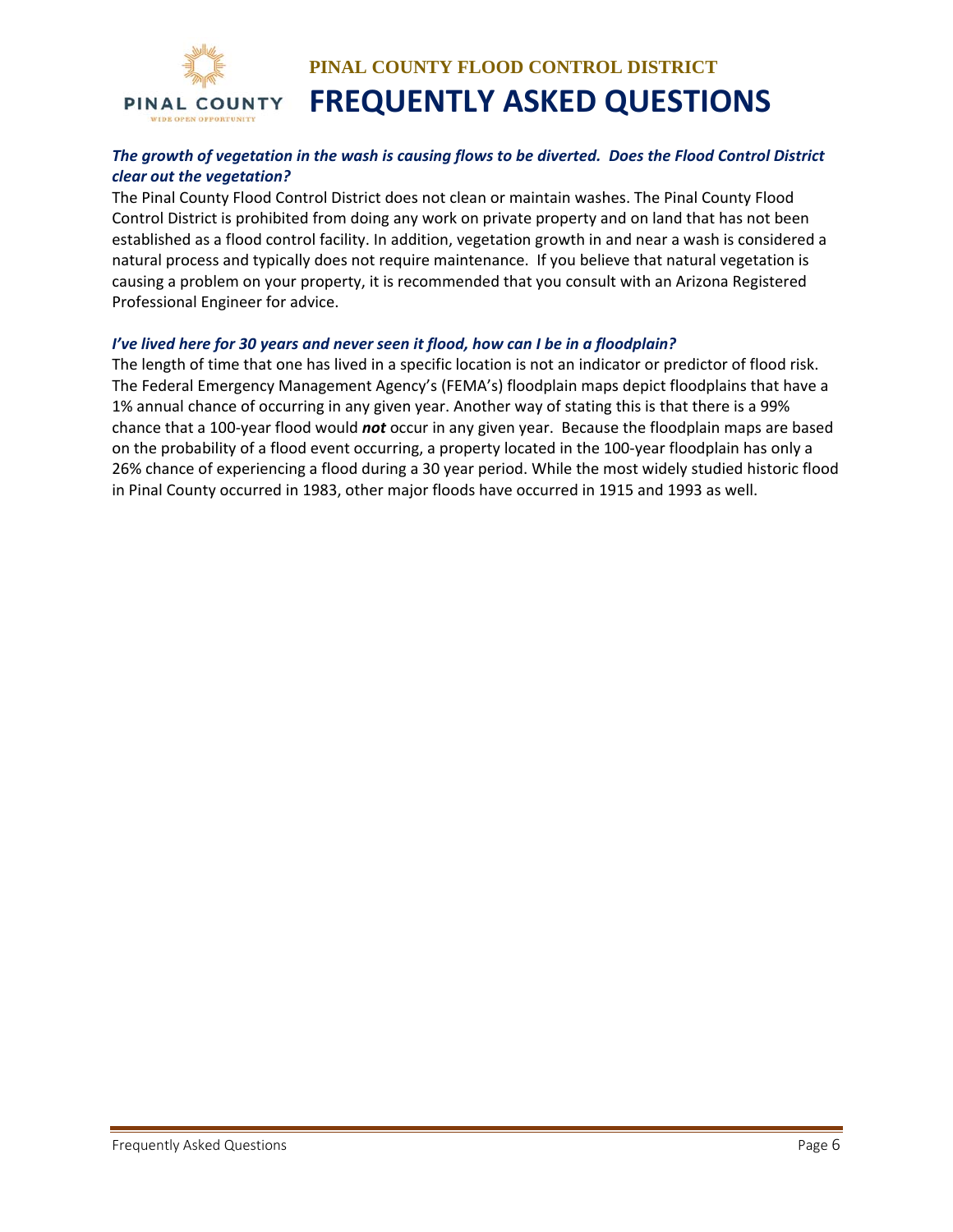***The growth of vegetation in the wash is causing flows to be diverted. Does the Flood Control District clear out the vegetation?***

The Pinal County Flood Control District does not clean or maintain washes. The Pinal County Flood Control District is prohibited from doing any work on private property and on land that has not been established as a flood control facility. In addition, vegetation growth in and near a wash is considered a natural process and typically does not require maintenance. If you believe that natural vegetation is causing a problem on your property, it is recommended that you consult with an Arizona Registered Professional Engineer for advice.

***I've lived here for 30 years and never seen it flood, how can I be in a floodplain?***

The length of time that one has lived in a specific location is not an indicator or predictor of flood risk. The Federal Emergency Management Agency's (FEMA's) floodplain maps depict floodplains that have a 1% annual chance of occurring in any given year. Another way of stating this is that there is a 99% chance that a 100-year flood would ***not*** occur in any given year. Because the floodplain maps are based on the probability of a flood event occurring, a property located in the 100-year floodplain has only a 26% chance of experiencing a flood during a 30 year period. While the most widely studied historic flood in Pinal County occurred in 1983, other major floods have occurred in 1915 and 1993 as well.